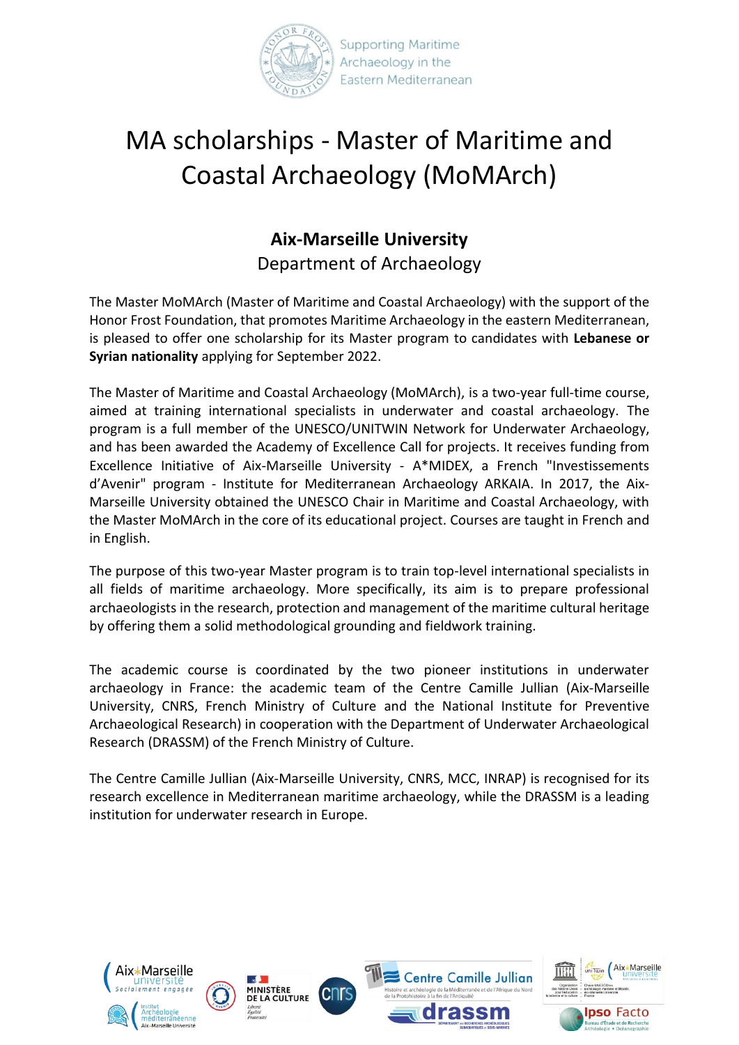Supporting Maritime Archaeology in the Eastern Mediterranean

# MA scholarships - Master of Maritime and Coastal Archaeology (MoMArch)

## Aix-Marseille University

Department of Archaeology

The Master MoMArch (Master of Maritime and Coastal Archaeology) with the support of the Honor Frost Foundation, that promotes Maritime Archaeology in the eastern Mediterranean, is pleased to offer one scholarship for its Master program to candidates with **Lebanese or Syrian nationality** applying for September 2022.

The Master of Maritime and Coastal Archaeology (MoMArch), is a two-year full-time course, aimed at training international specialists in underwater and coastal archaeology. The program is a full member of the UNESCO/UNITWIN Network for Underwater Archaeology, and has been awarded the Academy of Excellence Call for projects. It receives funding from Excellence Initiative of Aix-Marseille University - A*MIDEX, a French "Investissements d'Avenir" program - Institute for Mediterranean Archaeology ARKAIA. In 2017, the Aix-Marseille University obtained the UNESCO Chair in Maritime and Coastal Archaeology, with the Master MoMArch in the core of its educational project. Courses are taught in French and in English.

The purpose of this two-year Master program is to train top-level international specialists in all fields of maritime archaeology. More specifically, its aim is to prepare professional archaeologists in the research, protection and management of the maritime cultural heritage by offering them a solid methodological grounding and fieldwork training.

The academic course is coordinated by the two pioneer institutions in underwater archaeology in France: the academic team of the Centre Camille Jullian (Aix-Marseille University, CNRS, French Ministry of Culture and the National Institute for Preventive Archaeological Research) in cooperation with the Department of Underwater Archaeological Research (DRASSM) of the French Ministry of Culture.

The Centre Camille Jullian (Aix-Marseille University, CNRS, MCC, INRAP) is recognised for its research excellence in Mediterranean maritime archaeology, while the DRASSM is a leading institution for underwater research in Europe.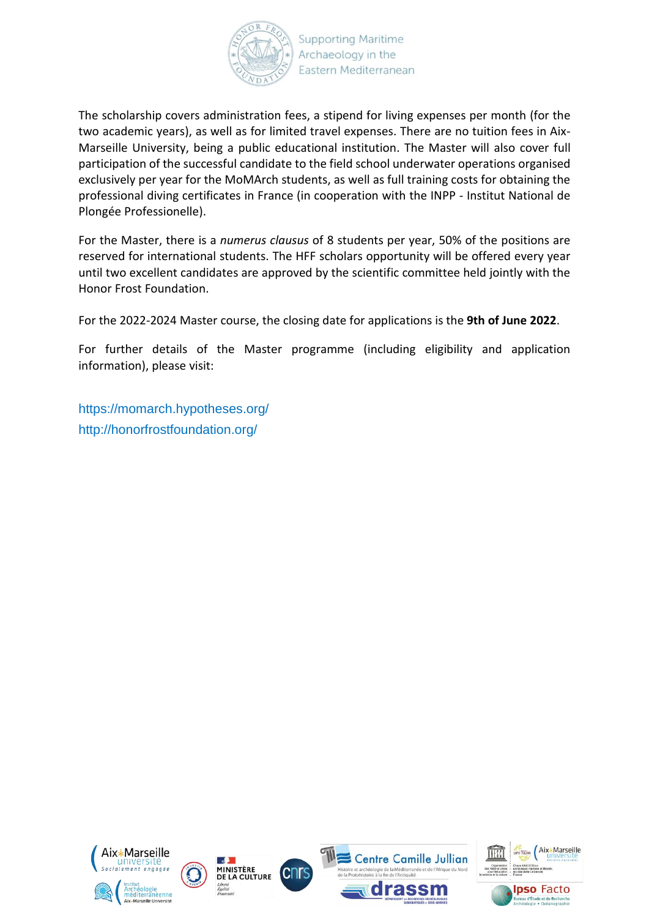The scholarship covers administration fees, a stipend for living expenses per month (for the two academic years), as well as for limited travel expenses. There are no tuition fees in Aix-Marseille University, being a public educational institution. The Master will also cover full participation of the successful candidate to the field school underwater operations organised exclusively per year for the MoMArch students, as well as full training costs for obtaining the professional diving certificates in France (in cooperation with the INPP - Institut National de Plongée Professionelle).

For the Master, there is a *numerus clausus* of 8 students per year, 50% of the positions are reserved for international students. The HFF scholars opportunity will be offered every year until two excellent candidates are approved by the scientific committee held jointly with the Honor Frost Foundation.

For the 2022-2024 Master course, the closing date for applications is the **9th of June 2022**.

For further details of the Master programme (including eligibility and application information), please visit:

https://momarch.hypotheses.org/
http://honorfrostfoundation.org/